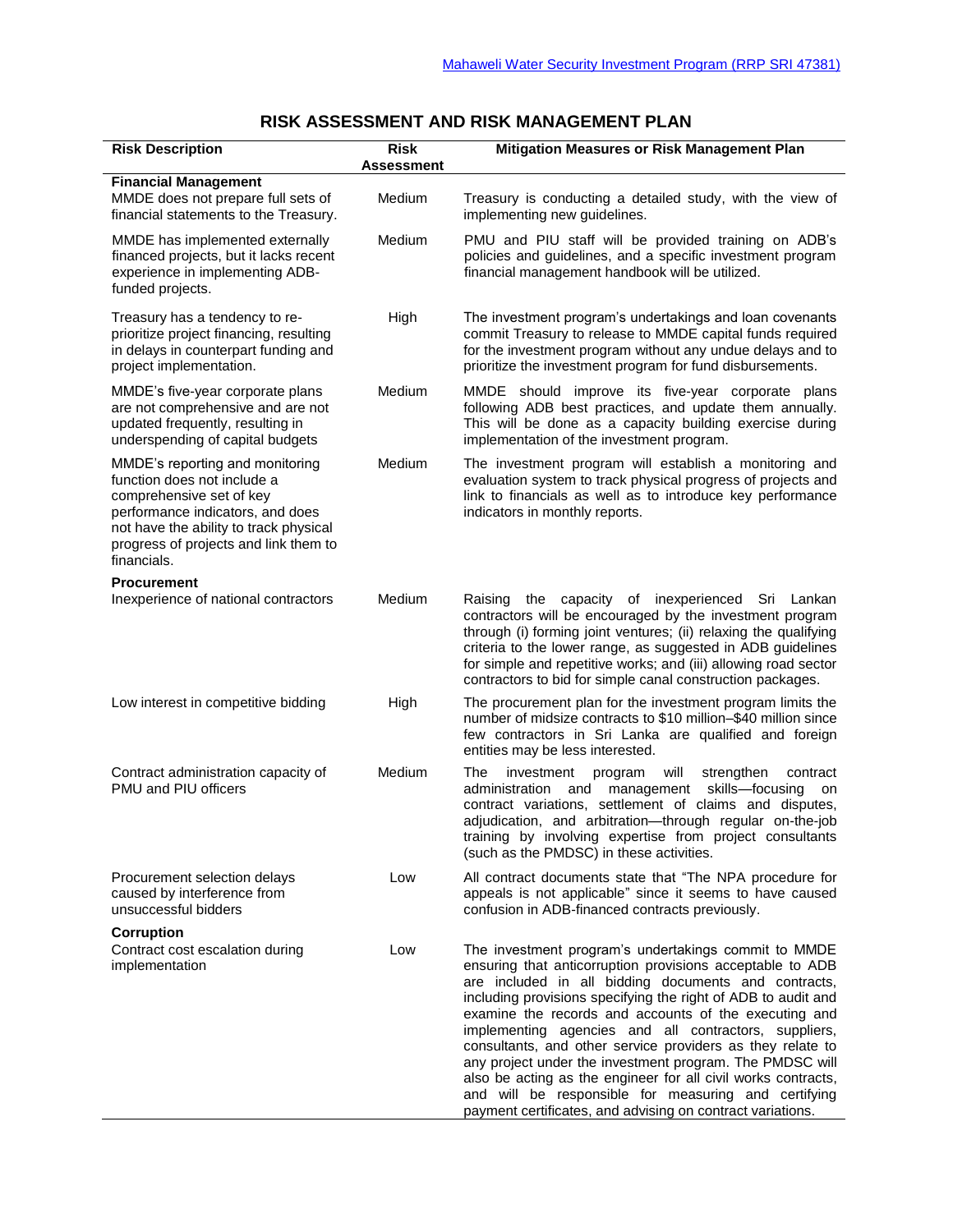## RISK ASSESSMENT AND RISK MANAGEMENT PLAN

| Risk Description | Risk Assessment | Mitigation Measures or Risk Management Plan |
|---|---|---|
| **Financial Management** | | |
| MMDE does not prepare full sets of financial statements to the Treasury. | Medium | Treasury is conducting a detailed study, with the view of implementing new guidelines. |
| MMDE has implemented externally financed projects, but it lacks recent experience in implementing ADB-funded projects. | Medium | PMU and PIU staff will be provided training on ADB's policies and guidelines, and a specific investment program financial management handbook will be utilized. |
| Treasury has a tendency to re-prioritize project financing, resulting in delays in counterpart funding and project implementation. | High | The investment program's undertakings and loan covenants commit Treasury to release to MMDE capital funds required for the investment program without any undue delays and to prioritize the investment program for fund disbursements. |
| MMDE's five-year corporate plans are not comprehensive and are not updated frequently, resulting in underspending of capital budgets | Medium | MMDE should improve its five-year corporate plans following ADB best practices, and update them annually. This will be done as a capacity building exercise during implementation of the investment program. |
| MMDE's reporting and monitoring function does not include a comprehensive set of key performance indicators, and does not have the ability to track physical progress of projects and link them to financials. | Medium | The investment program will establish a monitoring and evaluation system to track physical progress of projects and link to financials as well as to introduce key performance indicators in monthly reports. |
| **Procurement** | | |
| Inexperience of national contractors | Medium | Raising the capacity of inexperienced Sri Lankan contractors will be encouraged by the investment program through (i) forming joint ventures; (ii) relaxing the qualifying criteria to the lower range, as suggested in ADB guidelines for simple and repetitive works; and (iii) allowing road sector contractors to bid for simple canal construction packages. |
| Low interest in competitive bidding | High | The procurement plan for the investment program limits the number of midsize contracts to \$10 million–\$40 million since few contractors in Sri Lanka are qualified and foreign entities may be less interested. |
| Contract administration capacity of PMU and PIU officers | Medium | The investment program will strengthen contract administration and management skills—focusing on contract variations, settlement of claims and disputes, adjudication, and arbitration—through regular on-the-job training by involving expertise from project consultants (such as the PMDSC) in these activities. |
| Procurement selection delays caused by interference from unsuccessful bidders | Low | All contract documents state that "The NPA procedure for appeals is not applicable" since it seems to have caused confusion in ADB-financed contracts previously. |
| **Corruption** | | |
| Contract cost escalation during implementation | Low | The investment program's undertakings commit to MMDE ensuring that anticorruption provisions acceptable to ADB are included in all bidding documents and contracts, including provisions specifying the right of ADB to audit and examine the records and accounts of the executing and implementing agencies and all contractors, suppliers, consultants, and other service providers as they relate to any project under the investment program. The PMDSC will also be acting as the engineer for all civil works contracts, and will be responsible for measuring and certifying payment certificates, and advising on contract variations. |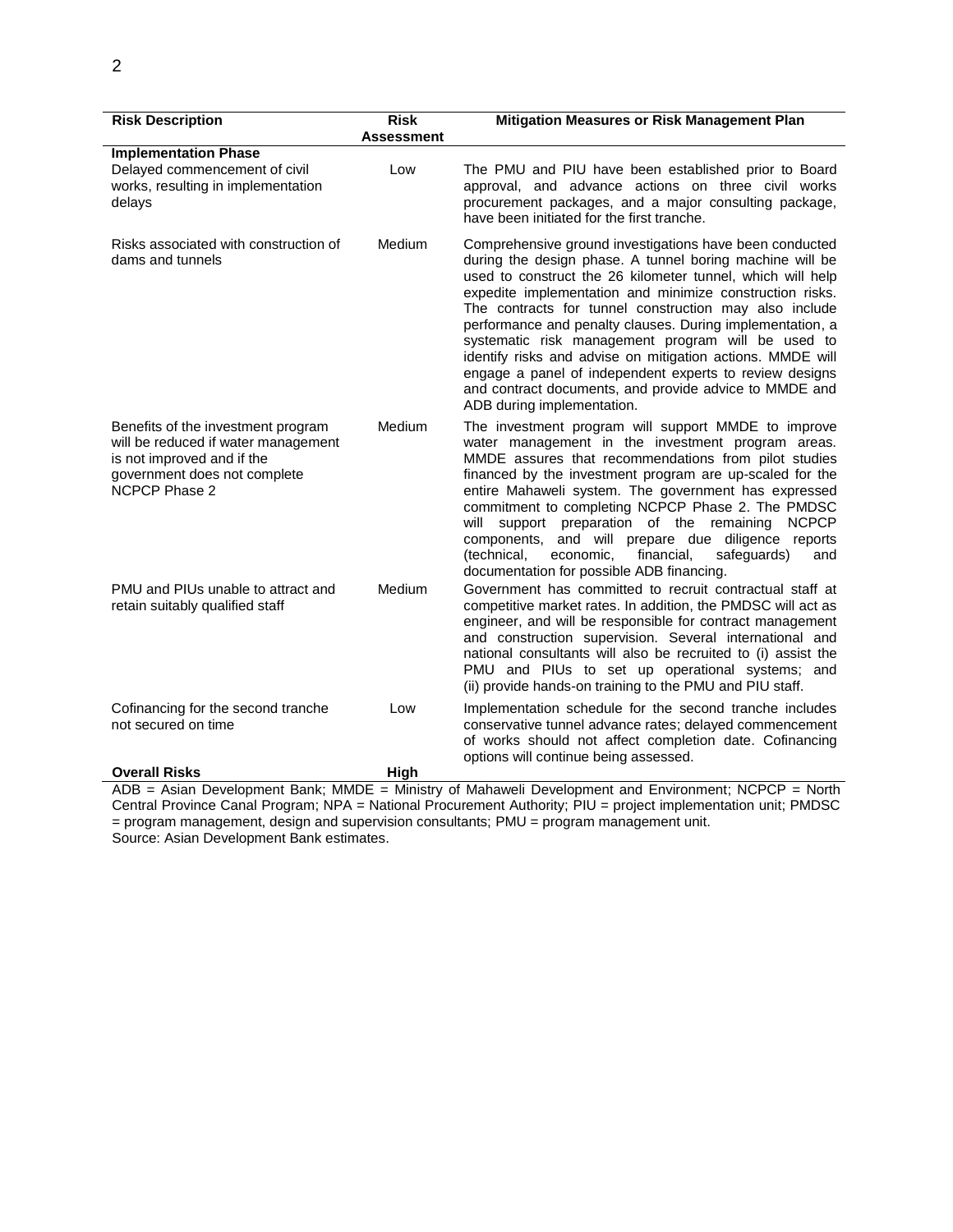| Risk Description | Risk Assessment | Mitigation Measures or Risk Management Plan |
|---|---|---|
| **Implementation Phase** | | |
| Delayed commencement of civil works, resulting in implementation delays | Low | The PMU and PIU have been established prior to Board approval, and advance actions on three civil works procurement packages, and a major consulting package, have been initiated for the first tranche. |
| Risks associated with construction of dams and tunnels | Medium | Comprehensive ground investigations have been conducted during the design phase. A tunnel boring machine will be used to construct the 26 kilometer tunnel, which will help expedite implementation and minimize construction risks. The contracts for tunnel construction may also include performance and penalty clauses. During implementation, a systematic risk management program will be used to identify risks and advise on mitigation actions. MMDE will engage a panel of independent experts to review designs and contract documents, and provide advice to MMDE and ADB during implementation. |
| Benefits of the investment program will be reduced if water management is not improved and if the government does not complete NCPCP Phase 2 | Medium | The investment program will support MMDE to improve water management in the investment program areas. MMDE assures that recommendations from pilot studies financed by the investment program are up-scaled for the entire Mahaweli system. The government has expressed commitment to completing NCPCP Phase 2. The PMDSC will support preparation of the remaining NCPCP components, and will prepare due diligence reports (technical, economic, financial, safeguards) and documentation for possible ADB financing. |
| PMU and PIUs unable to attract and retain suitably qualified staff | Medium | Government has committed to recruit contractual staff at competitive market rates. In addition, the PMDSC will act as engineer, and will be responsible for contract management and construction supervision. Several international and national consultants will also be recruited to (i) assist the PMU and PIUs to set up operational systems; and (ii) provide hands-on training to the PMU and PIU staff. |
| Cofinancing for the second tranche not secured on time | Low | Implementation schedule for the second tranche includes conservative tunnel advance rates; delayed commencement of works should not affect completion date. Cofinancing options will continue being assessed. |
| **Overall Risks** | **High** | |

ADB = Asian Development Bank; MMDE = Ministry of Mahaweli Development and Environment; NCPCP = North Central Province Canal Program; NPA = National Procurement Authority; PIU = project implementation unit; PMDSC = program management, design and supervision consultants; PMU = program management unit.

Source: Asian Development Bank estimates.